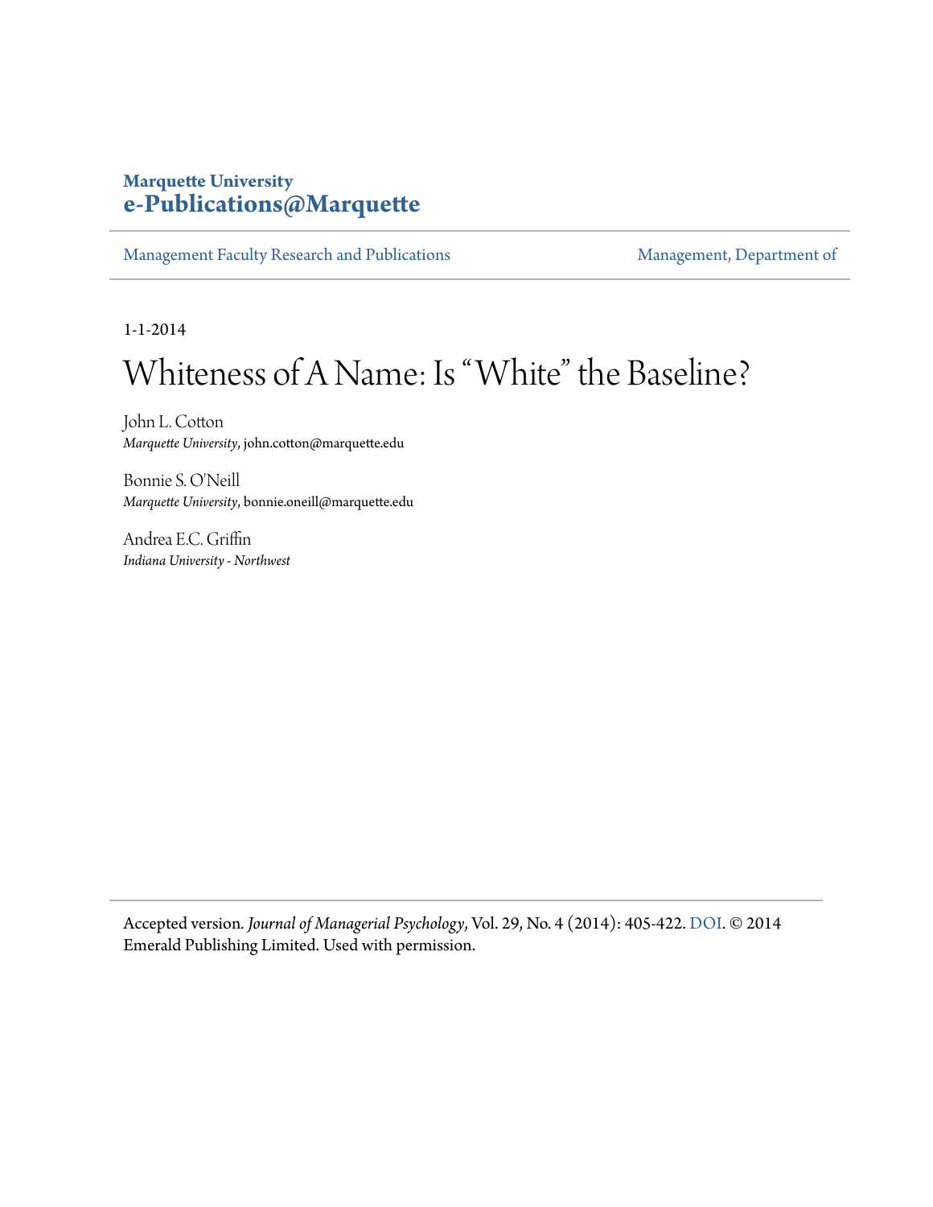**Marquette University**
**e-Publications@Marquette**

Management Faculty Research and Publications | Management, Department of

1-1-2014

# Whiteness of A Name: Is "White" the Baseline?

John L. Cotton
*Marquette University*, john.cotton@marquette.edu

Bonnie S. O'Neill
*Marquette University*, bonnie.oneill@marquette.edu

Andrea E.C. Griffin
*Indiana University - Northwest*

Accepted version. *Journal of Managerial Psychology*, Vol. 29, No. 4 (2014): 405-422. DOI. © 2014 Emerald Publishing Limited. Used with permission.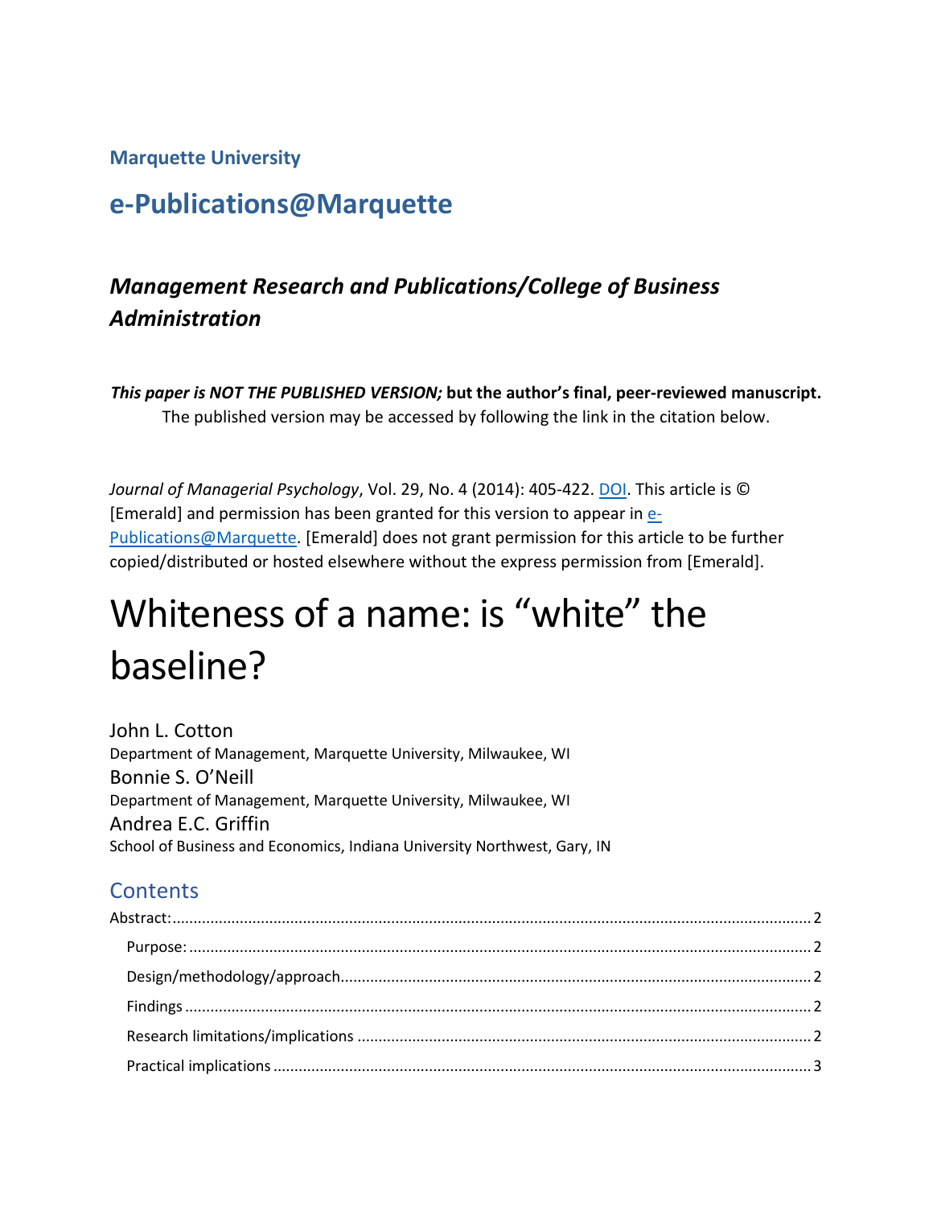Marquette University

# e-Publications@Marquette

## *Management Research and Publications/College of Business Administration*

***This paper is NOT THE PUBLISHED VERSION;* but the author's final, peer-reviewed manuscript.** The published version may be accessed by following the link in the citation below.

*Journal of Managerial Psychology*, Vol. 29, No. 4 (2014): 405-422. DOI. This article is © [Emerald] and permission has been granted for this version to appear in e-Publications@Marquette. [Emerald] does not grant permission for this article to be further copied/distributed or hosted elsewhere without the express permission from [Emerald].

# Whiteness of a name: is "white" the baseline?

John L. Cotton
Department of Management, Marquette University, Milwaukee, WI

Bonnie S. O'Neill
Department of Management, Marquette University, Milwaukee, WI

Andrea E.C. Griffin
School of Business and Economics, Indiana University Northwest, Gary, IN

## Contents

Abstract: ........ 2
  Purpose: ........ 2
  Design/methodology/approach ........ 2
  Findings ........ 2
  Research limitations/implications ........ 2
  Practical implications ........ 3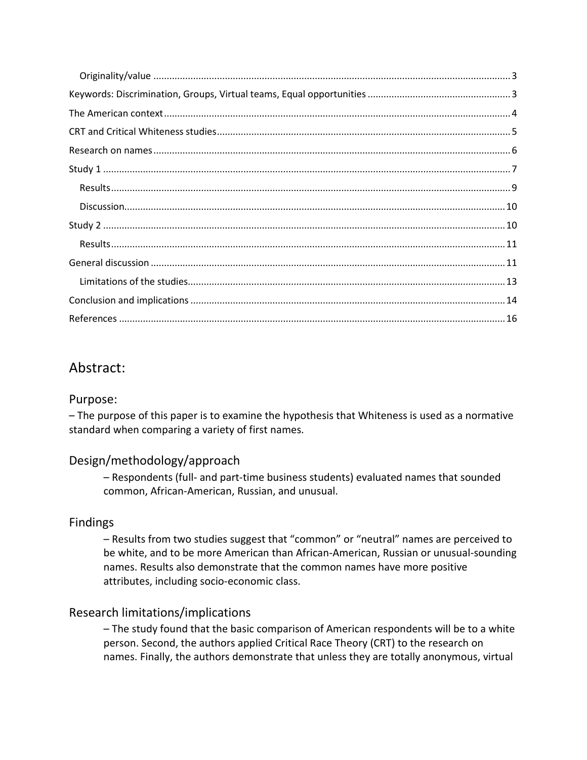Originality/value ........................................................................................................................ 3
Keywords: Discrimination, Groups, Virtual teams, Equal opportunities ..................................................... 3
The American context ................................................................................................................................ 4
CRT and Critical Whiteness studies ............................................................................................................ 5
Research on names ..................................................................................................................................... 6
Study 1 ........................................................................................................................................................ 7
Results ..................................................................................................................................................... 9
Discussion ............................................................................................................................................... 10
Study 2 ...................................................................................................................................................... 10
Results ................................................................................................................................................... 11
General discussion .................................................................................................................................... 11
Limitations of the studies ....................................................................................................................... 13
Conclusion and implications ..................................................................................................................... 14
References ................................................................................................................................................ 16

## Abstract:

### Purpose:

– The purpose of this paper is to examine the hypothesis that Whiteness is used as a normative standard when comparing a variety of first names.

### Design/methodology/approach

– Respondents (full- and part-time business students) evaluated names that sounded common, African-American, Russian, and unusual.

### Findings

– Results from two studies suggest that "common" or "neutral" names are perceived to be white, and to be more American than African-American, Russian or unusual-sounding names. Results also demonstrate that the common names have more positive attributes, including socio-economic class.

### Research limitations/implications

– The study found that the basic comparison of American respondents will be to a white person. Second, the authors applied Critical Race Theory (CRT) to the research on names. Finally, the authors demonstrate that unless they are totally anonymous, virtual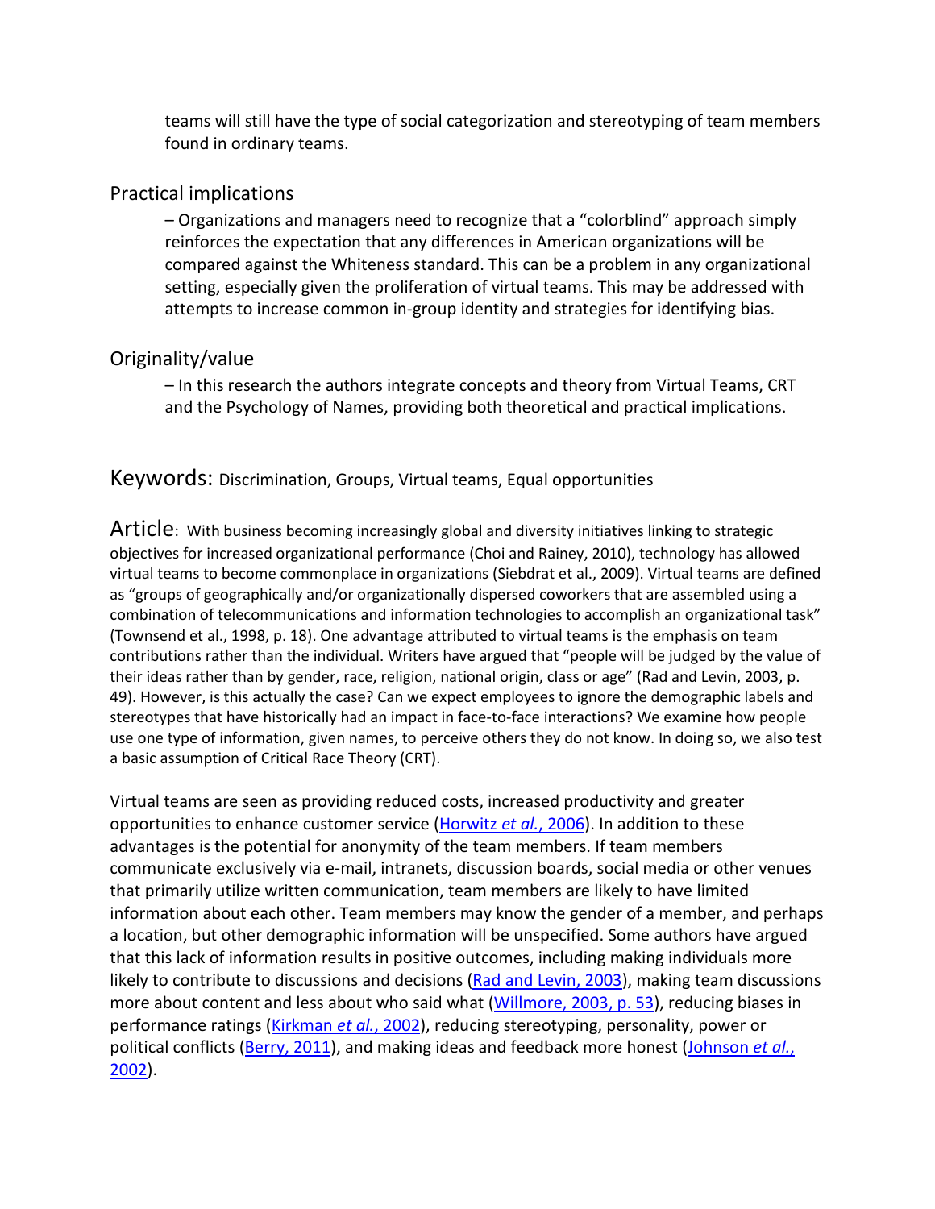teams will still have the type of social categorization and stereotyping of team members found in ordinary teams.

## Practical implications

– Organizations and managers need to recognize that a “colorblind” approach simply reinforces the expectation that any differences in American organizations will be compared against the Whiteness standard. This can be a problem in any organizational setting, especially given the proliferation of virtual teams. This may be addressed with attempts to increase common in-group identity and strategies for identifying bias.

## Originality/value

– In this research the authors integrate concepts and theory from Virtual Teams, CRT and the Psychology of Names, providing both theoretical and practical implications.

## Keywords: Discrimination, Groups, Virtual teams, Equal opportunities

## Article

With business becoming increasingly global and diversity initiatives linking to strategic objectives for increased organizational performance (Choi and Rainey, 2010), technology has allowed virtual teams to become commonplace in organizations (Siebdrat et al., 2009). Virtual teams are defined as “groups of geographically and/or organizationally dispersed coworkers that are assembled using a combination of telecommunications and information technologies to accomplish an organizational task” (Townsend et al., 1998, p. 18). One advantage attributed to virtual teams is the emphasis on team contributions rather than the individual. Writers have argued that “people will be judged by the value of their ideas rather than by gender, race, religion, national origin, class or age” (Rad and Levin, 2003, p. 49). However, is this actually the case? Can we expect employees to ignore the demographic labels and stereotypes that have historically had an impact in face-to-face interactions? We examine how people use one type of information, given names, to perceive others they do not know. In doing so, we also test a basic assumption of Critical Race Theory (CRT).

Virtual teams are seen as providing reduced costs, increased productivity and greater opportunities to enhance customer service (Horwitz *et al.*, 2006). In addition to these advantages is the potential for anonymity of the team members. If team members communicate exclusively via e-mail, intranets, discussion boards, social media or other venues that primarily utilize written communication, team members are likely to have limited information about each other. Team members may know the gender of a member, and perhaps a location, but other demographic information will be unspecified. Some authors have argued that this lack of information results in positive outcomes, including making individuals more likely to contribute to discussions and decisions (Rad and Levin, 2003), making team discussions more about content and less about who said what (Willmore, 2003, p. 53), reducing biases in performance ratings (Kirkman *et al.*, 2002), reducing stereotyping, personality, power or political conflicts (Berry, 2011), and making ideas and feedback more honest (Johnson *et al.*, 2002).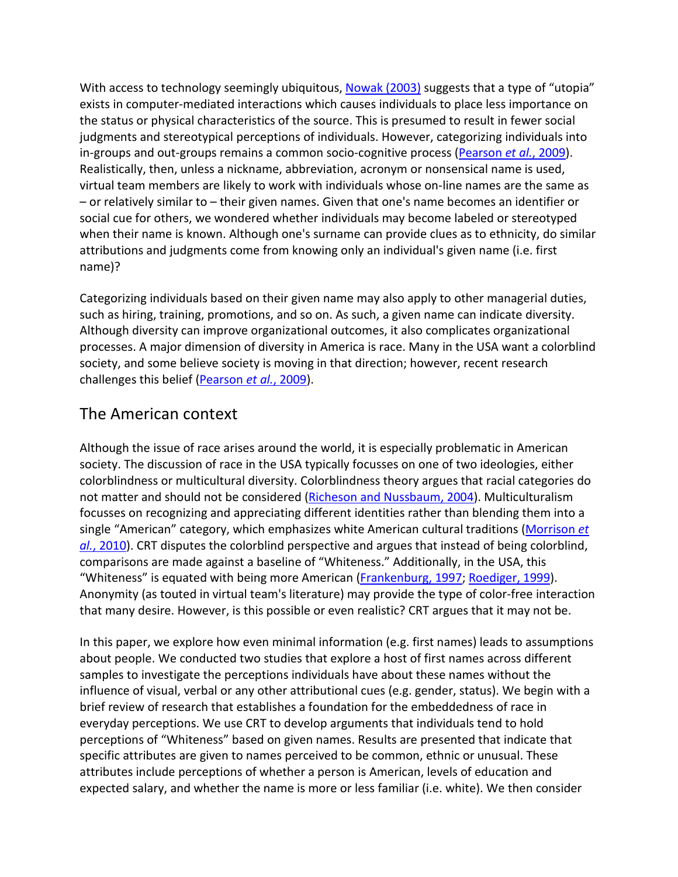With access to technology seemingly ubiquitous, Nowak (2003) suggests that a type of "utopia" exists in computer-mediated interactions which causes individuals to place less importance on the status or physical characteristics of the source. This is presumed to result in fewer social judgments and stereotypical perceptions of individuals. However, categorizing individuals into in-groups and out-groups remains a common socio-cognitive process (Pearson *et al.*, 2009). Realistically, then, unless a nickname, abbreviation, acronym or nonsensical name is used, virtual team members are likely to work with individuals whose on-line names are the same as – or relatively similar to – their given names. Given that one's name becomes an identifier or social cue for others, we wondered whether individuals may become labeled or stereotyped when their name is known. Although one's surname can provide clues as to ethnicity, do similar attributions and judgments come from knowing only an individual's given name (i.e. first name)?

Categorizing individuals based on their given name may also apply to other managerial duties, such as hiring, training, promotions, and so on. As such, a given name can indicate diversity. Although diversity can improve organizational outcomes, it also complicates organizational processes. A major dimension of diversity in America is race. Many in the USA want a colorblind society, and some believe society is moving in that direction; however, recent research challenges this belief (Pearson *et al.*, 2009).

## The American context

Although the issue of race arises around the world, it is especially problematic in American society. The discussion of race in the USA typically focusses on one of two ideologies, either colorblindness or multicultural diversity. Colorblindness theory argues that racial categories do not matter and should not be considered (Richeson and Nussbaum, 2004). Multiculturalism focusses on recognizing and appreciating different identities rather than blending them into a single "American" category, which emphasizes white American cultural traditions (Morrison *et al.*, 2010). CRT disputes the colorblind perspective and argues that instead of being colorblind, comparisons are made against a baseline of "Whiteness." Additionally, in the USA, this "Whiteness" is equated with being more American (Frankenburg, 1997; Roediger, 1999). Anonymity (as touted in virtual team's literature) may provide the type of color-free interaction that many desire. However, is this possible or even realistic? CRT argues that it may not be.

In this paper, we explore how even minimal information (e.g. first names) leads to assumptions about people. We conducted two studies that explore a host of first names across different samples to investigate the perceptions individuals have about these names without the influence of visual, verbal or any other attributional cues (e.g. gender, status). We begin with a brief review of research that establishes a foundation for the embeddedness of race in everyday perceptions. We use CRT to develop arguments that individuals tend to hold perceptions of "Whiteness" based on given names. Results are presented that indicate that specific attributes are given to names perceived to be common, ethnic or unusual. These attributes include perceptions of whether a person is American, levels of education and expected salary, and whether the name is more or less familiar (i.e. white). We then consider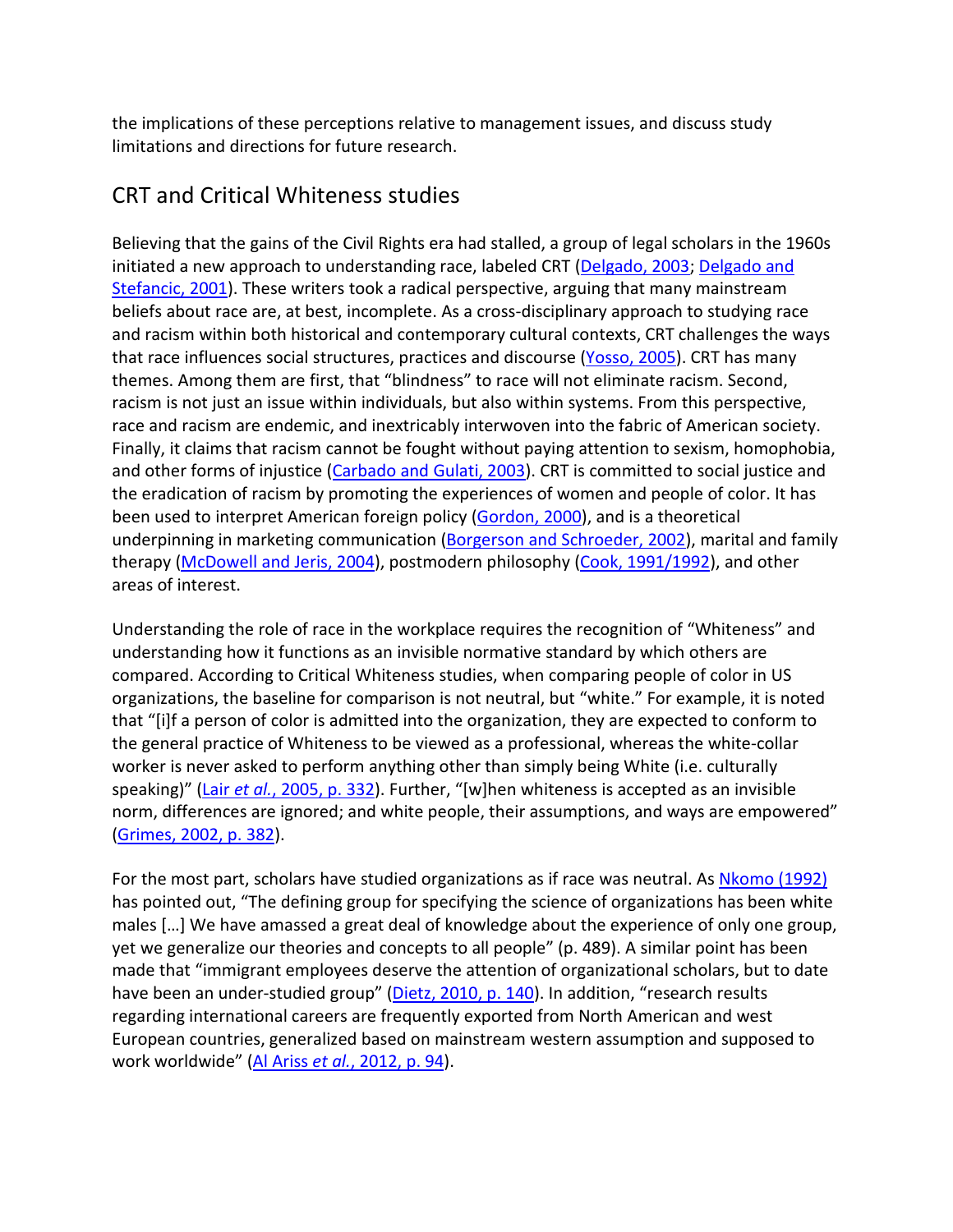the implications of these perceptions relative to management issues, and discuss study limitations and directions for future research.

## CRT and Critical Whiteness studies

Believing that the gains of the Civil Rights era had stalled, a group of legal scholars in the 1960s initiated a new approach to understanding race, labeled CRT (Delgado, 2003; Delgado and Stefancic, 2001). These writers took a radical perspective, arguing that many mainstream beliefs about race are, at best, incomplete. As a cross-disciplinary approach to studying race and racism within both historical and contemporary cultural contexts, CRT challenges the ways that race influences social structures, practices and discourse (Yosso, 2005). CRT has many themes. Among them are first, that "blindness" to race will not eliminate racism. Second, racism is not just an issue within individuals, but also within systems. From this perspective, race and racism are endemic, and inextricably interwoven into the fabric of American society. Finally, it claims that racism cannot be fought without paying attention to sexism, homophobia, and other forms of injustice (Carbado and Gulati, 2003). CRT is committed to social justice and the eradication of racism by promoting the experiences of women and people of color. It has been used to interpret American foreign policy (Gordon, 2000), and is a theoretical underpinning in marketing communication (Borgerson and Schroeder, 2002), marital and family therapy (McDowell and Jeris, 2004), postmodern philosophy (Cook, 1991/1992), and other areas of interest.

Understanding the role of race in the workplace requires the recognition of "Whiteness" and understanding how it functions as an invisible normative standard by which others are compared. According to Critical Whiteness studies, when comparing people of color in US organizations, the baseline for comparison is not neutral, but "white." For example, it is noted that "[i]f a person of color is admitted into the organization, they are expected to conform to the general practice of Whiteness to be viewed as a professional, whereas the white-collar worker is never asked to perform anything other than simply being White (i.e. culturally speaking)" (Lair *et al.*, 2005, p. 332). Further, "[w]hen whiteness is accepted as an invisible norm, differences are ignored; and white people, their assumptions, and ways are empowered" (Grimes, 2002, p. 382).

For the most part, scholars have studied organizations as if race was neutral. As Nkomo (1992) has pointed out, "The defining group for specifying the science of organizations has been white males […] We have amassed a great deal of knowledge about the experience of only one group, yet we generalize our theories and concepts to all people" (p. 489). A similar point has been made that "immigrant employees deserve the attention of organizational scholars, but to date have been an under-studied group" (Dietz, 2010, p. 140). In addition, "research results regarding international careers are frequently exported from North American and west European countries, generalized based on mainstream western assumption and supposed to work worldwide" (Al Ariss *et al.*, 2012, p. 94).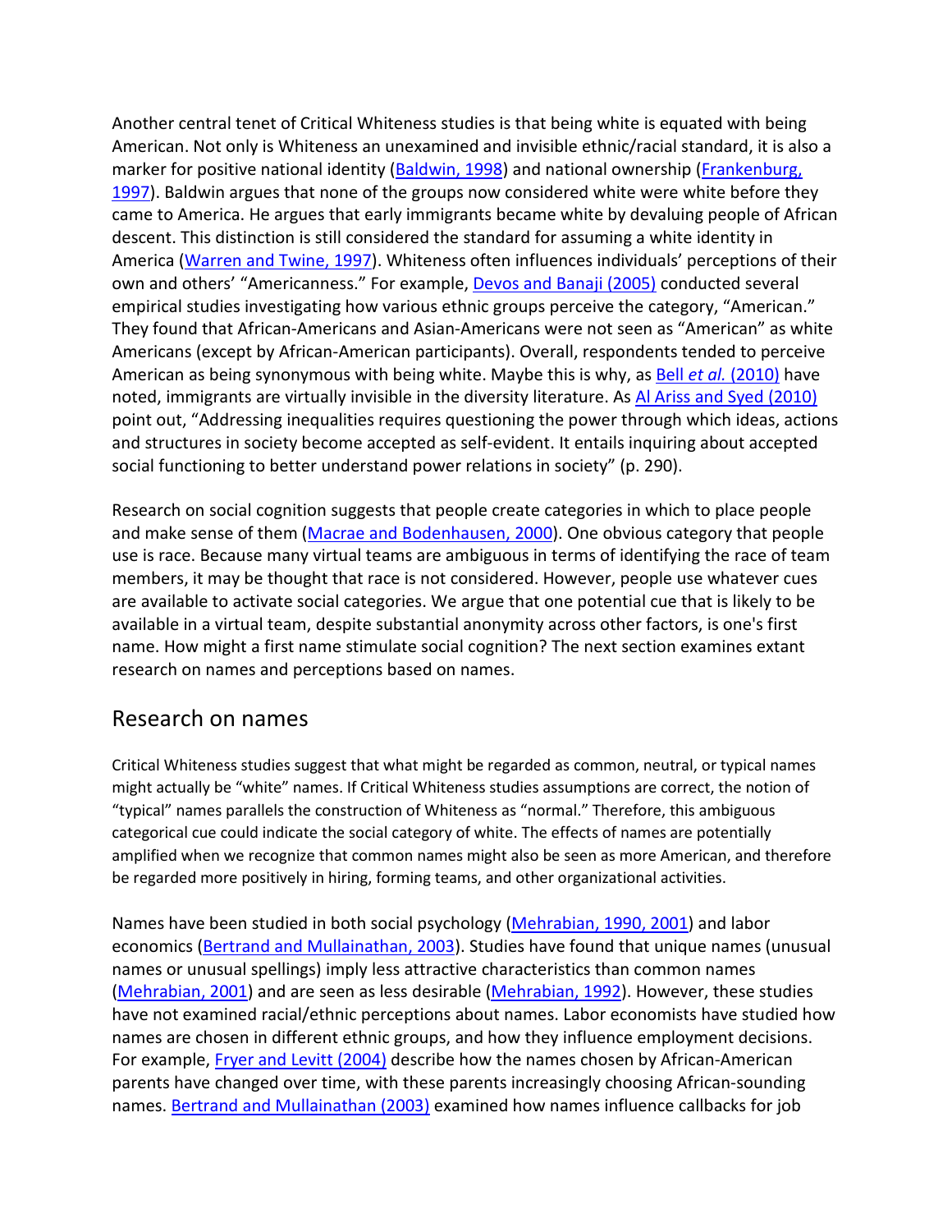Another central tenet of Critical Whiteness studies is that being white is equated with being American. Not only is Whiteness an unexamined and invisible ethnic/racial standard, it is also a marker for positive national identity (Baldwin, 1998) and national ownership (Frankenburg, 1997). Baldwin argues that none of the groups now considered white were white before they came to America. He argues that early immigrants became white by devaluing people of African descent. This distinction is still considered the standard for assuming a white identity in America (Warren and Twine, 1997). Whiteness often influences individuals' perceptions of their own and others' "Americanness." For example, Devos and Banaji (2005) conducted several empirical studies investigating how various ethnic groups perceive the category, "American." They found that African-Americans and Asian-Americans were not seen as "American" as white Americans (except by African-American participants). Overall, respondents tended to perceive American as being synonymous with being white. Maybe this is why, as Bell *et al.* (2010) have noted, immigrants are virtually invisible in the diversity literature. As Al Ariss and Syed (2010) point out, "Addressing inequalities requires questioning the power through which ideas, actions and structures in society become accepted as self-evident. It entails inquiring about accepted social functioning to better understand power relations in society" (p. 290).

Research on social cognition suggests that people create categories in which to place people and make sense of them (Macrae and Bodenhausen, 2000). One obvious category that people use is race. Because many virtual teams are ambiguous in terms of identifying the race of team members, it may be thought that race is not considered. However, people use whatever cues are available to activate social categories. We argue that one potential cue that is likely to be available in a virtual team, despite substantial anonymity across other factors, is one's first name. How might a first name stimulate social cognition? The next section examines extant research on names and perceptions based on names.

## Research on names

Critical Whiteness studies suggest that what might be regarded as common, neutral, or typical names might actually be "white" names. If Critical Whiteness studies assumptions are correct, the notion of "typical" names parallels the construction of Whiteness as "normal." Therefore, this ambiguous categorical cue could indicate the social category of white. The effects of names are potentially amplified when we recognize that common names might also be seen as more American, and therefore be regarded more positively in hiring, forming teams, and other organizational activities.

Names have been studied in both social psychology (Mehrabian, 1990, 2001) and labor economics (Bertrand and Mullainathan, 2003). Studies have found that unique names (unusual names or unusual spellings) imply less attractive characteristics than common names (Mehrabian, 2001) and are seen as less desirable (Mehrabian, 1992). However, these studies have not examined racial/ethnic perceptions about names. Labor economists have studied how names are chosen in different ethnic groups, and how they influence employment decisions. For example, Fryer and Levitt (2004) describe how the names chosen by African-American parents have changed over time, with these parents increasingly choosing African-sounding names. Bertrand and Mullainathan (2003) examined how names influence callbacks for job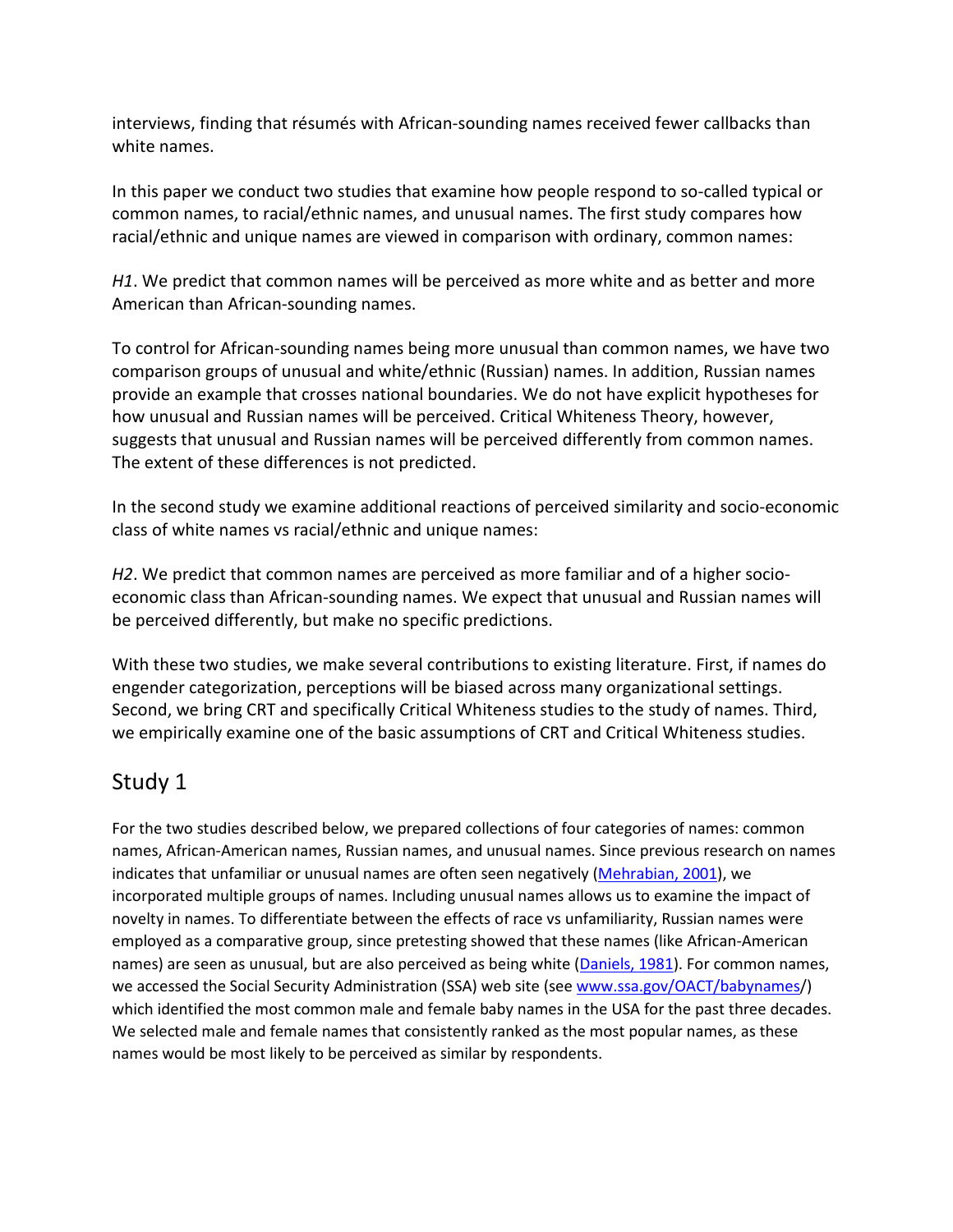interviews, finding that résumés with African-sounding names received fewer callbacks than white names.

In this paper we conduct two studies that examine how people respond to so-called typical or common names, to racial/ethnic names, and unusual names. The first study compares how racial/ethnic and unique names are viewed in comparison with ordinary, common names:

*H1*. We predict that common names will be perceived as more white and as better and more American than African-sounding names.

To control for African-sounding names being more unusual than common names, we have two comparison groups of unusual and white/ethnic (Russian) names. In addition, Russian names provide an example that crosses national boundaries. We do not have explicit hypotheses for how unusual and Russian names will be perceived. Critical Whiteness Theory, however, suggests that unusual and Russian names will be perceived differently from common names. The extent of these differences is not predicted.

In the second study we examine additional reactions of perceived similarity and socio-economic class of white names vs racial/ethnic and unique names:

*H2*. We predict that common names are perceived as more familiar and of a higher socio-economic class than African-sounding names. We expect that unusual and Russian names will be perceived differently, but make no specific predictions.

With these two studies, we make several contributions to existing literature. First, if names do engender categorization, perceptions will be biased across many organizational settings. Second, we bring CRT and specifically Critical Whiteness studies to the study of names. Third, we empirically examine one of the basic assumptions of CRT and Critical Whiteness studies.

## Study 1

For the two studies described below, we prepared collections of four categories of names: common names, African-American names, Russian names, and unusual names. Since previous research on names indicates that unfamiliar or unusual names are often seen negatively (Mehrabian, 2001), we incorporated multiple groups of names. Including unusual names allows us to examine the impact of novelty in names. To differentiate between the effects of race vs unfamiliarity, Russian names were employed as a comparative group, since pretesting showed that these names (like African-American names) are seen as unusual, but are also perceived as being white (Daniels, 1981). For common names, we accessed the Social Security Administration (SSA) web site (see www.ssa.gov/OACT/babynames/) which identified the most common male and female baby names in the USA for the past three decades. We selected male and female names that consistently ranked as the most popular names, as these names would be most likely to be perceived as similar by respondents.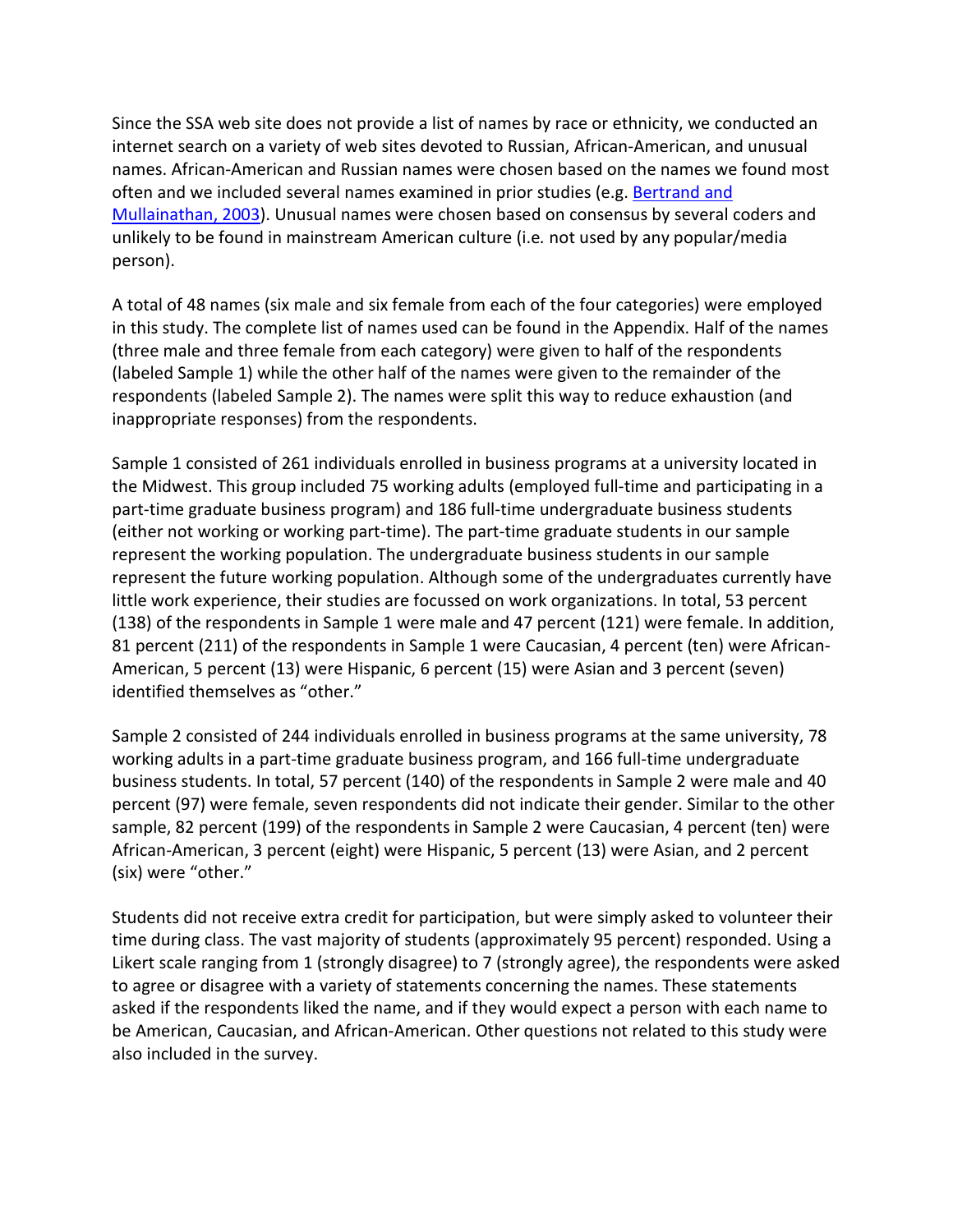Since the SSA web site does not provide a list of names by race or ethnicity, we conducted an internet search on a variety of web sites devoted to Russian, African-American, and unusual names. African-American and Russian names were chosen based on the names we found most often and we included several names examined in prior studies (e.g. Bertrand and Mullainathan, 2003). Unusual names were chosen based on consensus by several coders and unlikely to be found in mainstream American culture (i.e*.* not used by any popular/media person).

A total of 48 names (six male and six female from each of the four categories) were employed in this study. The complete list of names used can be found in the Appendix. Half of the names (three male and three female from each category) were given to half of the respondents (labeled Sample 1) while the other half of the names were given to the remainder of the respondents (labeled Sample 2). The names were split this way to reduce exhaustion (and inappropriate responses) from the respondents.

Sample 1 consisted of 261 individuals enrolled in business programs at a university located in the Midwest. This group included 75 working adults (employed full-time and participating in a part-time graduate business program) and 186 full-time undergraduate business students (either not working or working part-time). The part-time graduate students in our sample represent the working population. The undergraduate business students in our sample represent the future working population. Although some of the undergraduates currently have little work experience, their studies are focussed on work organizations. In total, 53 percent (138) of the respondents in Sample 1 were male and 47 percent (121) were female. In addition, 81 percent (211) of the respondents in Sample 1 were Caucasian, 4 percent (ten) were African-American, 5 percent (13) were Hispanic, 6 percent (15) were Asian and 3 percent (seven) identified themselves as "other."

Sample 2 consisted of 244 individuals enrolled in business programs at the same university, 78 working adults in a part-time graduate business program, and 166 full-time undergraduate business students. In total, 57 percent (140) of the respondents in Sample 2 were male and 40 percent (97) were female, seven respondents did not indicate their gender. Similar to the other sample, 82 percent (199) of the respondents in Sample 2 were Caucasian, 4 percent (ten) were African-American, 3 percent (eight) were Hispanic, 5 percent (13) were Asian, and 2 percent (six) were "other."

Students did not receive extra credit for participation, but were simply asked to volunteer their time during class. The vast majority of students (approximately 95 percent) responded. Using a Likert scale ranging from 1 (strongly disagree) to 7 (strongly agree), the respondents were asked to agree or disagree with a variety of statements concerning the names. These statements asked if the respondents liked the name, and if they would expect a person with each name to be American, Caucasian, and African-American. Other questions not related to this study were also included in the survey.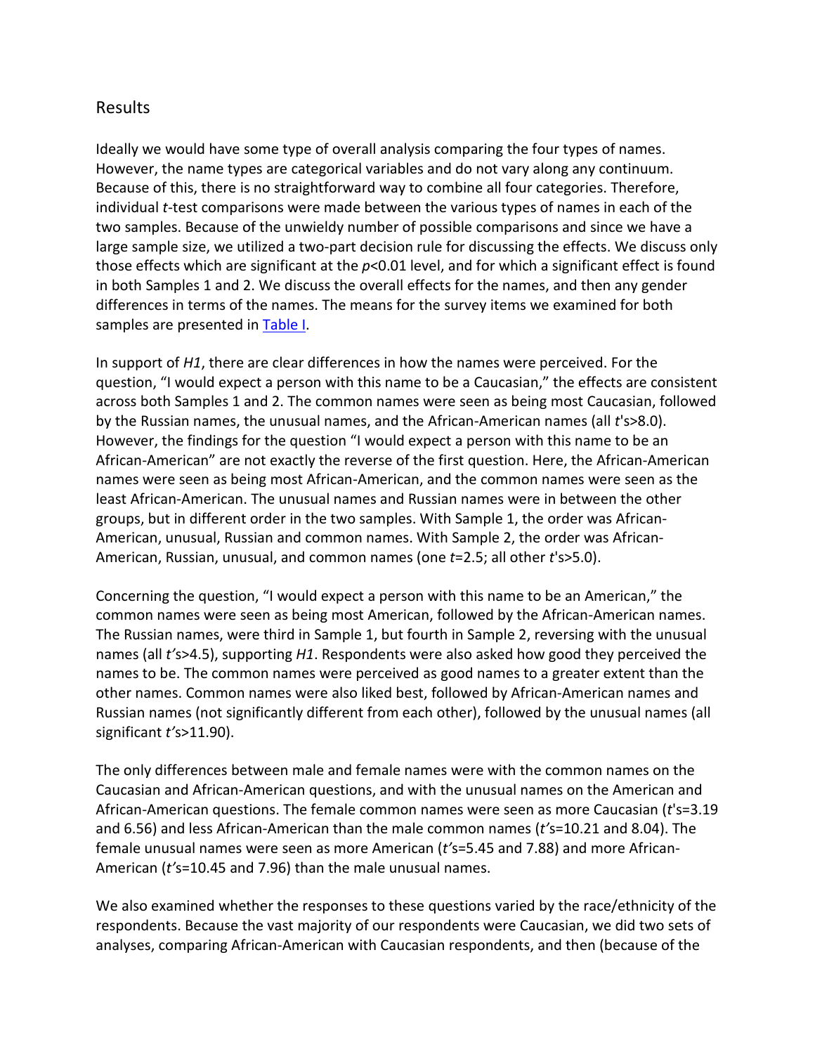## Results

Ideally we would have some type of overall analysis comparing the four types of names. However, the name types are categorical variables and do not vary along any continuum. Because of this, there is no straightforward way to combine all four categories. Therefore, individual *t*-test comparisons were made between the various types of names in each of the two samples. Because of the unwieldy number of possible comparisons and since we have a large sample size, we utilized a two-part decision rule for discussing the effects. We discuss only those effects which are significant at the $p<0.01$ level, and for which a significant effect is found in both Samples 1 and 2. We discuss the overall effects for the names, and then any gender differences in terms of the names. The means for the survey items we examined for both samples are presented in Table I.

In support of *H1*, there are clear differences in how the names were perceived. For the question, "I would expect a person with this name to be a Caucasian," the effects are consistent across both Samples 1 and 2. The common names were seen as being most Caucasian, followed by the Russian names, the unusual names, and the African-American names (all $t$'s>8.0). However, the findings for the question "I would expect a person with this name to be an African-American" are not exactly the reverse of the first question. Here, the African-American names were seen as being most African-American, and the common names were seen as the least African-American. The unusual names and Russian names were in between the other groups, but in different order in the two samples. With Sample 1, the order was African-American, unusual, Russian and common names. With Sample 2, the order was African-American, Russian, unusual, and common names (one $t$=2.5; all other $t$'s>5.0).

Concerning the question, "I would expect a person with this name to be an American," the common names were seen as being most American, followed by the African-American names. The Russian names, were third in Sample 1, but fourth in Sample 2, reversing with the unusual names (all $t$'s>4.5), supporting *H1*. Respondents were also asked how good they perceived the names to be. The common names were perceived as good names to a greater extent than the other names. Common names were also liked best, followed by African-American names and Russian names (not significantly different from each other), followed by the unusual names (all significant $t$'s>11.90).

The only differences between male and female names were with the common names on the Caucasian and African-American questions, and with the unusual names on the American and African-American questions. The female common names were seen as more Caucasian ($t$'s=3.19 and 6.56) and less African-American than the male common names ($t$'s=10.21 and 8.04). The female unusual names were seen as more American ($t$'s=5.45 and 7.88) and more African-American ($t$'s=10.45 and 7.96) than the male unusual names.

We also examined whether the responses to these questions varied by the race/ethnicity of the respondents. Because the vast majority of our respondents were Caucasian, we did two sets of analyses, comparing African-American with Caucasian respondents, and then (because of the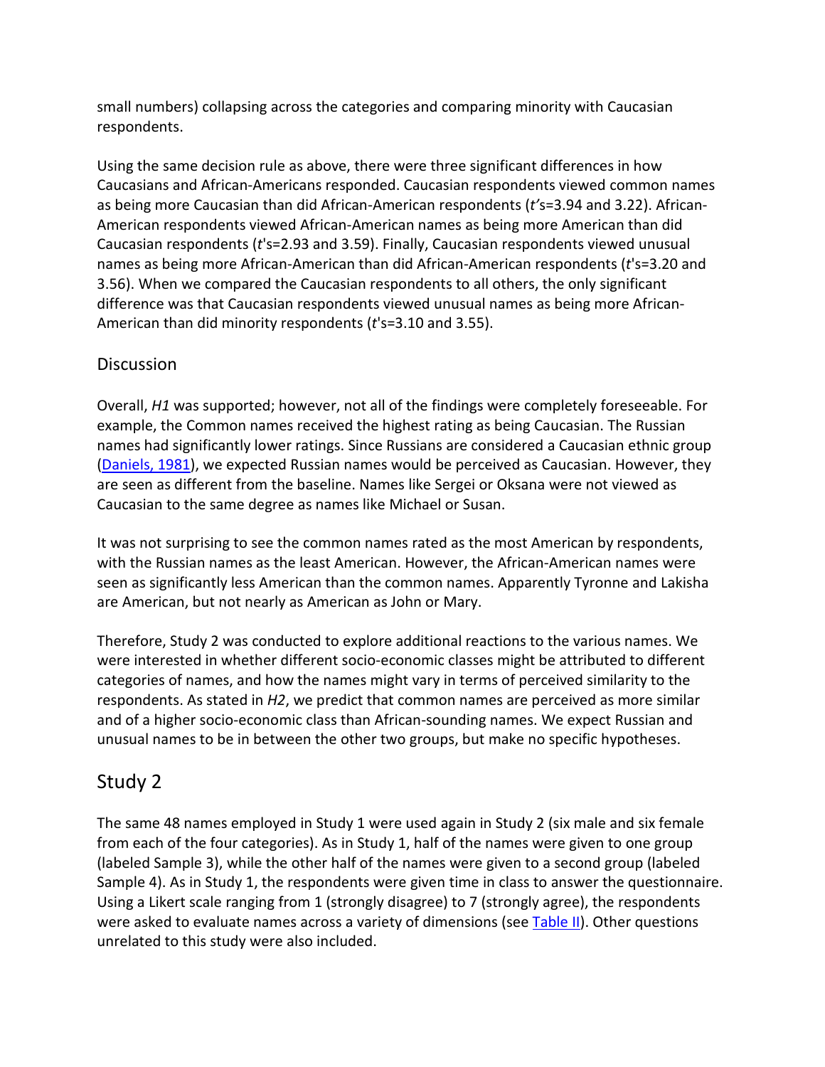small numbers) collapsing across the categories and comparing minority with Caucasian respondents.

Using the same decision rule as above, there were three significant differences in how Caucasians and African-Americans responded. Caucasian respondents viewed common names as being more Caucasian than did African-American respondents ($t$'s=3.94 and 3.22). African-American respondents viewed African-American names as being more American than did Caucasian respondents ($t$'s=2.93 and 3.59). Finally, Caucasian respondents viewed unusual names as being more African-American than did African-American respondents ($t$'s=3.20 and 3.56). When we compared the Caucasian respondents to all others, the only significant difference was that Caucasian respondents viewed unusual names as being more African-American than did minority respondents ($t$'s=3.10 and 3.55).

### Discussion

Overall, *H1* was supported; however, not all of the findings were completely foreseeable. For example, the Common names received the highest rating as being Caucasian. The Russian names had significantly lower ratings. Since Russians are considered a Caucasian ethnic group (Daniels, 1981), we expected Russian names would be perceived as Caucasian. However, they are seen as different from the baseline. Names like Sergei or Oksana were not viewed as Caucasian to the same degree as names like Michael or Susan.

It was not surprising to see the common names rated as the most American by respondents, with the Russian names as the least American. However, the African-American names were seen as significantly less American than the common names. Apparently Tyronne and Lakisha are American, but not nearly as American as John or Mary.

Therefore, Study 2 was conducted to explore additional reactions to the various names. We were interested in whether different socio-economic classes might be attributed to different categories of names, and how the names might vary in terms of perceived similarity to the respondents. As stated in *H2*, we predict that common names are perceived as more similar and of a higher socio-economic class than African-sounding names. We expect Russian and unusual names to be in between the other two groups, but make no specific hypotheses.

## Study 2

The same 48 names employed in Study 1 were used again in Study 2 (six male and six female from each of the four categories). As in Study 1, half of the names were given to one group (labeled Sample 3), while the other half of the names were given to a second group (labeled Sample 4). As in Study 1, the respondents were given time in class to answer the questionnaire. Using a Likert scale ranging from 1 (strongly disagree) to 7 (strongly agree), the respondents were asked to evaluate names across a variety of dimensions (see Table II). Other questions unrelated to this study were also included.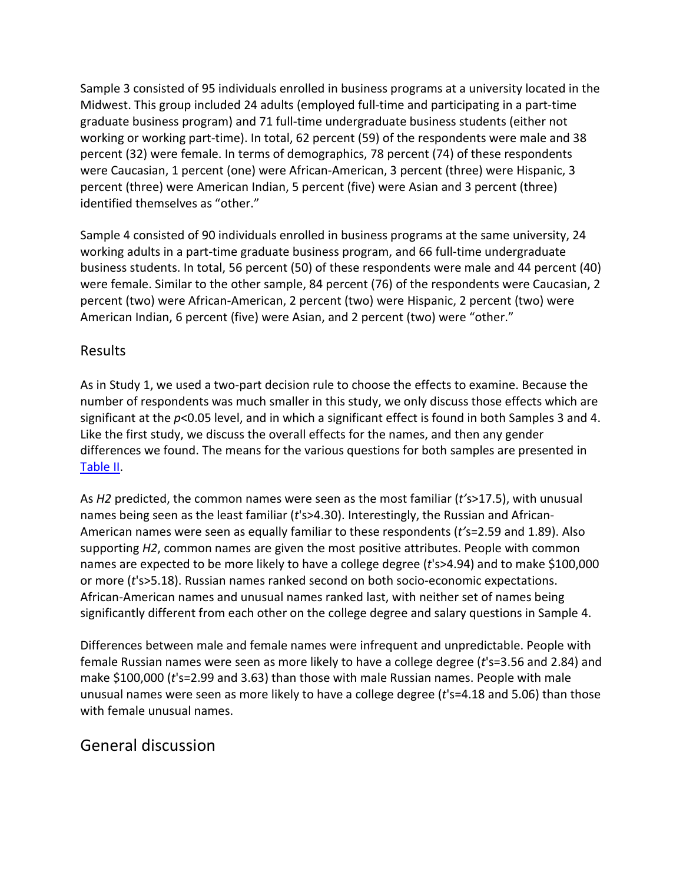Sample 3 consisted of 95 individuals enrolled in business programs at a university located in the Midwest. This group included 24 adults (employed full-time and participating in a part-time graduate business program) and 71 full-time undergraduate business students (either not working or working part-time). In total, 62 percent (59) of the respondents were male and 38 percent (32) were female. In terms of demographics, 78 percent (74) of these respondents were Caucasian, 1 percent (one) were African-American, 3 percent (three) were Hispanic, 3 percent (three) were American Indian, 5 percent (five) were Asian and 3 percent (three) identified themselves as "other."

Sample 4 consisted of 90 individuals enrolled in business programs at the same university, 24 working adults in a part-time graduate business program, and 66 full-time undergraduate business students. In total, 56 percent (50) of these respondents were male and 44 percent (40) were female. Similar to the other sample, 84 percent (76) of the respondents were Caucasian, 2 percent (two) were African-American, 2 percent (two) were Hispanic, 2 percent (two) were American Indian, 6 percent (five) were Asian, and 2 percent (two) were "other."

### Results

As in Study 1, we used a two-part decision rule to choose the effects to examine. Because the number of respondents was much smaller in this study, we only discuss those effects which are significant at the $p<0.05$ level, and in which a significant effect is found in both Samples 3 and 4. Like the first study, we discuss the overall effects for the names, and then any gender differences we found. The means for the various questions for both samples are presented in Table II.

As *H2* predicted, the common names were seen as the most familiar ($t$'s>17.5), with unusual names being seen as the least familiar ($t$'s>4.30). Interestingly, the Russian and African-American names were seen as equally familiar to these respondents ($t$'s=2.59 and 1.89). Also supporting *H2*, common names are given the most positive attributes. People with common names are expected to be more likely to have a college degree ($t$'s>4.94) and to make $100,000 or more ($t$'s>5.18). Russian names ranked second on both socio-economic expectations. African-American names and unusual names ranked last, with neither set of names being significantly different from each other on the college degree and salary questions in Sample 4.

Differences between male and female names were infrequent and unpredictable. People with female Russian names were seen as more likely to have a college degree ($t$'s=3.56 and 2.84) and make $100,000 ($t$'s=2.99 and 3.63) than those with male Russian names. People with male unusual names were seen as more likely to have a college degree ($t$'s=4.18 and 5.06) than those with female unusual names.

## General discussion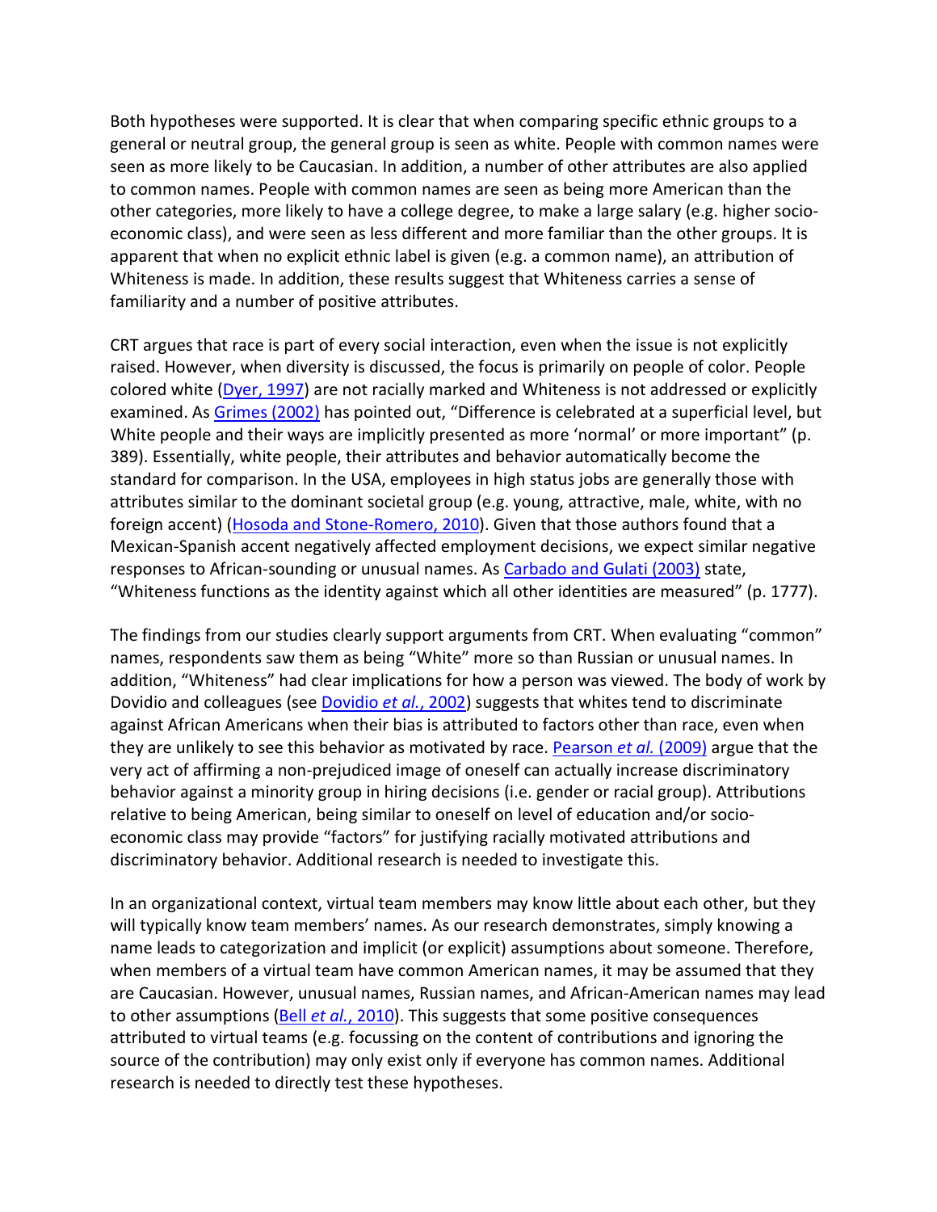Both hypotheses were supported. It is clear that when comparing specific ethnic groups to a general or neutral group, the general group is seen as white. People with common names were seen as more likely to be Caucasian. In addition, a number of other attributes are also applied to common names. People with common names are seen as being more American than the other categories, more likely to have a college degree, to make a large salary (e.g. higher socio-economic class), and were seen as less different and more familiar than the other groups. It is apparent that when no explicit ethnic label is given (e.g. a common name), an attribution of Whiteness is made. In addition, these results suggest that Whiteness carries a sense of familiarity and a number of positive attributes.

CRT argues that race is part of every social interaction, even when the issue is not explicitly raised. However, when diversity is discussed, the focus is primarily on people of color. People colored white (Dyer, 1997) are not racially marked and Whiteness is not addressed or explicitly examined. As Grimes (2002) has pointed out, "Difference is celebrated at a superficial level, but White people and their ways are implicitly presented as more 'normal' or more important" (p. 389). Essentially, white people, their attributes and behavior automatically become the standard for comparison. In the USA, employees in high status jobs are generally those with attributes similar to the dominant societal group (e.g. young, attractive, male, white, with no foreign accent) (Hosoda and Stone-Romero, 2010). Given that those authors found that a Mexican-Spanish accent negatively affected employment decisions, we expect similar negative responses to African-sounding or unusual names. As Carbado and Gulati (2003) state, "Whiteness functions as the identity against which all other identities are measured" (p. 1777).

The findings from our studies clearly support arguments from CRT. When evaluating "common" names, respondents saw them as being "White" more so than Russian or unusual names. In addition, "Whiteness" had clear implications for how a person was viewed. The body of work by Dovidio and colleagues (see Dovidio *et al.*, 2002) suggests that whites tend to discriminate against African Americans when their bias is attributed to factors other than race, even when they are unlikely to see this behavior as motivated by race. Pearson *et al.* (2009) argue that the very act of affirming a non-prejudiced image of oneself can actually increase discriminatory behavior against a minority group in hiring decisions (i.e. gender or racial group). Attributions relative to being American, being similar to oneself on level of education and/or socio-economic class may provide "factors" for justifying racially motivated attributions and discriminatory behavior. Additional research is needed to investigate this.

In an organizational context, virtual team members may know little about each other, but they will typically know team members' names. As our research demonstrates, simply knowing a name leads to categorization and implicit (or explicit) assumptions about someone. Therefore, when members of a virtual team have common American names, it may be assumed that they are Caucasian. However, unusual names, Russian names, and African-American names may lead to other assumptions (Bell *et al.*, 2010). This suggests that some positive consequences attributed to virtual teams (e.g. focussing on the content of contributions and ignoring the source of the contribution) may only exist only if everyone has common names. Additional research is needed to directly test these hypotheses.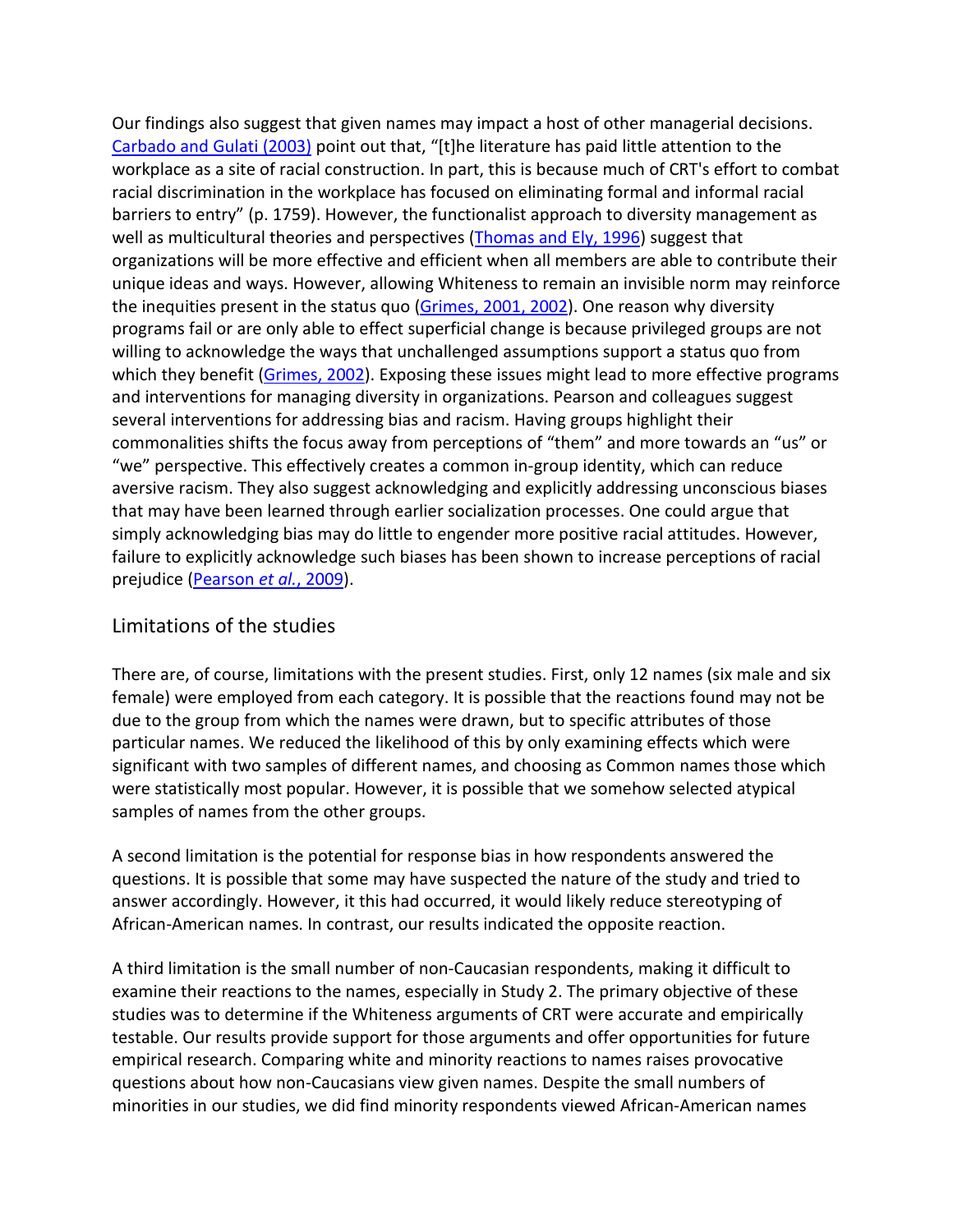Our findings also suggest that given names may impact a host of other managerial decisions. Carbado and Gulati (2003) point out that, "[t]he literature has paid little attention to the workplace as a site of racial construction. In part, this is because much of CRT's effort to combat racial discrimination in the workplace has focused on eliminating formal and informal racial barriers to entry" (p. 1759). However, the functionalist approach to diversity management as well as multicultural theories and perspectives (Thomas and Ely, 1996) suggest that organizations will be more effective and efficient when all members are able to contribute their unique ideas and ways. However, allowing Whiteness to remain an invisible norm may reinforce the inequities present in the status quo (Grimes, 2001, 2002). One reason why diversity programs fail or are only able to effect superficial change is because privileged groups are not willing to acknowledge the ways that unchallenged assumptions support a status quo from which they benefit (Grimes, 2002). Exposing these issues might lead to more effective programs and interventions for managing diversity in organizations. Pearson and colleagues suggest several interventions for addressing bias and racism. Having groups highlight their commonalities shifts the focus away from perceptions of "them" and more towards an "us" or "we" perspective. This effectively creates a common in-group identity, which can reduce aversive racism. They also suggest acknowledging and explicitly addressing unconscious biases that may have been learned through earlier socialization processes. One could argue that simply acknowledging bias may do little to engender more positive racial attitudes. However, failure to explicitly acknowledge such biases has been shown to increase perceptions of racial prejudice (Pearson *et al.*, 2009).

## Limitations of the studies

There are, of course, limitations with the present studies. First, only 12 names (six male and six female) were employed from each category. It is possible that the reactions found may not be due to the group from which the names were drawn, but to specific attributes of those particular names. We reduced the likelihood of this by only examining effects which were significant with two samples of different names, and choosing as Common names those which were statistically most popular. However, it is possible that we somehow selected atypical samples of names from the other groups.

A second limitation is the potential for response bias in how respondents answered the questions. It is possible that some may have suspected the nature of the study and tried to answer accordingly. However, it this had occurred, it would likely reduce stereotyping of African-American names. In contrast, our results indicated the opposite reaction.

A third limitation is the small number of non-Caucasian respondents, making it difficult to examine their reactions to the names, especially in Study 2. The primary objective of these studies was to determine if the Whiteness arguments of CRT were accurate and empirically testable. Our results provide support for those arguments and offer opportunities for future empirical research. Comparing white and minority reactions to names raises provocative questions about how non-Caucasians view given names. Despite the small numbers of minorities in our studies, we did find minority respondents viewed African-American names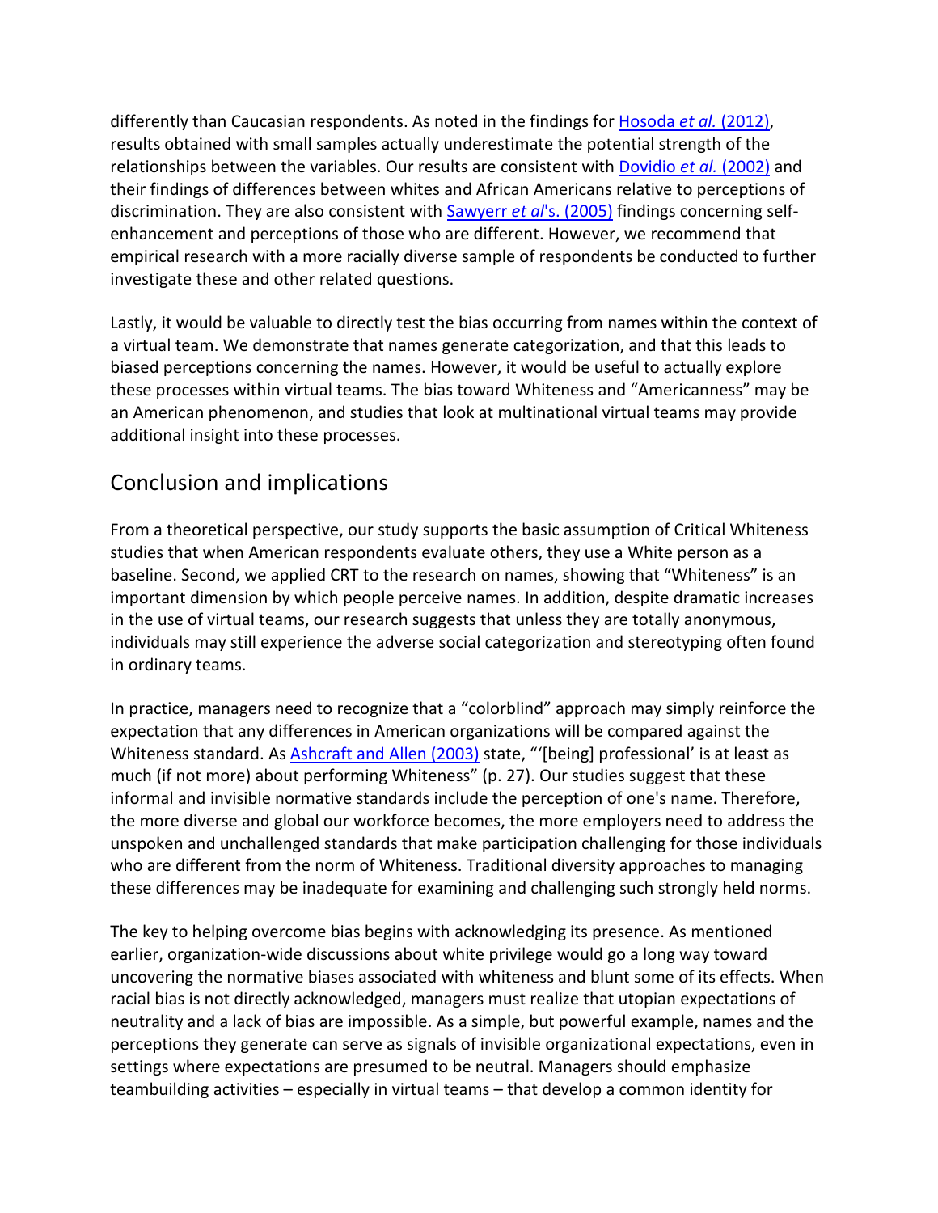differently than Caucasian respondents. As noted in the findings for Hosoda *et al.* (2012), results obtained with small samples actually underestimate the potential strength of the relationships between the variables. Our results are consistent with Dovidio *et al.* (2002) and their findings of differences between whites and African Americans relative to perceptions of discrimination. They are also consistent with Sawyerr *et al*'s. (2005) findings concerning self-enhancement and perceptions of those who are different. However, we recommend that empirical research with a more racially diverse sample of respondents be conducted to further investigate these and other related questions.

Lastly, it would be valuable to directly test the bias occurring from names within the context of a virtual team. We demonstrate that names generate categorization, and that this leads to biased perceptions concerning the names. However, it would be useful to actually explore these processes within virtual teams. The bias toward Whiteness and "Americanness" may be an American phenomenon, and studies that look at multinational virtual teams may provide additional insight into these processes.

## Conclusion and implications

From a theoretical perspective, our study supports the basic assumption of Critical Whiteness studies that when American respondents evaluate others, they use a White person as a baseline. Second, we applied CRT to the research on names, showing that "Whiteness" is an important dimension by which people perceive names. In addition, despite dramatic increases in the use of virtual teams, our research suggests that unless they are totally anonymous, individuals may still experience the adverse social categorization and stereotyping often found in ordinary teams.

In practice, managers need to recognize that a "colorblind" approach may simply reinforce the expectation that any differences in American organizations will be compared against the Whiteness standard. As Ashcraft and Allen (2003) state, "'[being] professional' is at least as much (if not more) about performing Whiteness" (p. 27). Our studies suggest that these informal and invisible normative standards include the perception of one's name. Therefore, the more diverse and global our workforce becomes, the more employers need to address the unspoken and unchallenged standards that make participation challenging for those individuals who are different from the norm of Whiteness. Traditional diversity approaches to managing these differences may be inadequate for examining and challenging such strongly held norms.

The key to helping overcome bias begins with acknowledging its presence. As mentioned earlier, organization-wide discussions about white privilege would go a long way toward uncovering the normative biases associated with whiteness and blunt some of its effects. When racial bias is not directly acknowledged, managers must realize that utopian expectations of neutrality and a lack of bias are impossible. As a simple, but powerful example, names and the perceptions they generate can serve as signals of invisible organizational expectations, even in settings where expectations are presumed to be neutral. Managers should emphasize teambuilding activities – especially in virtual teams – that develop a common identity for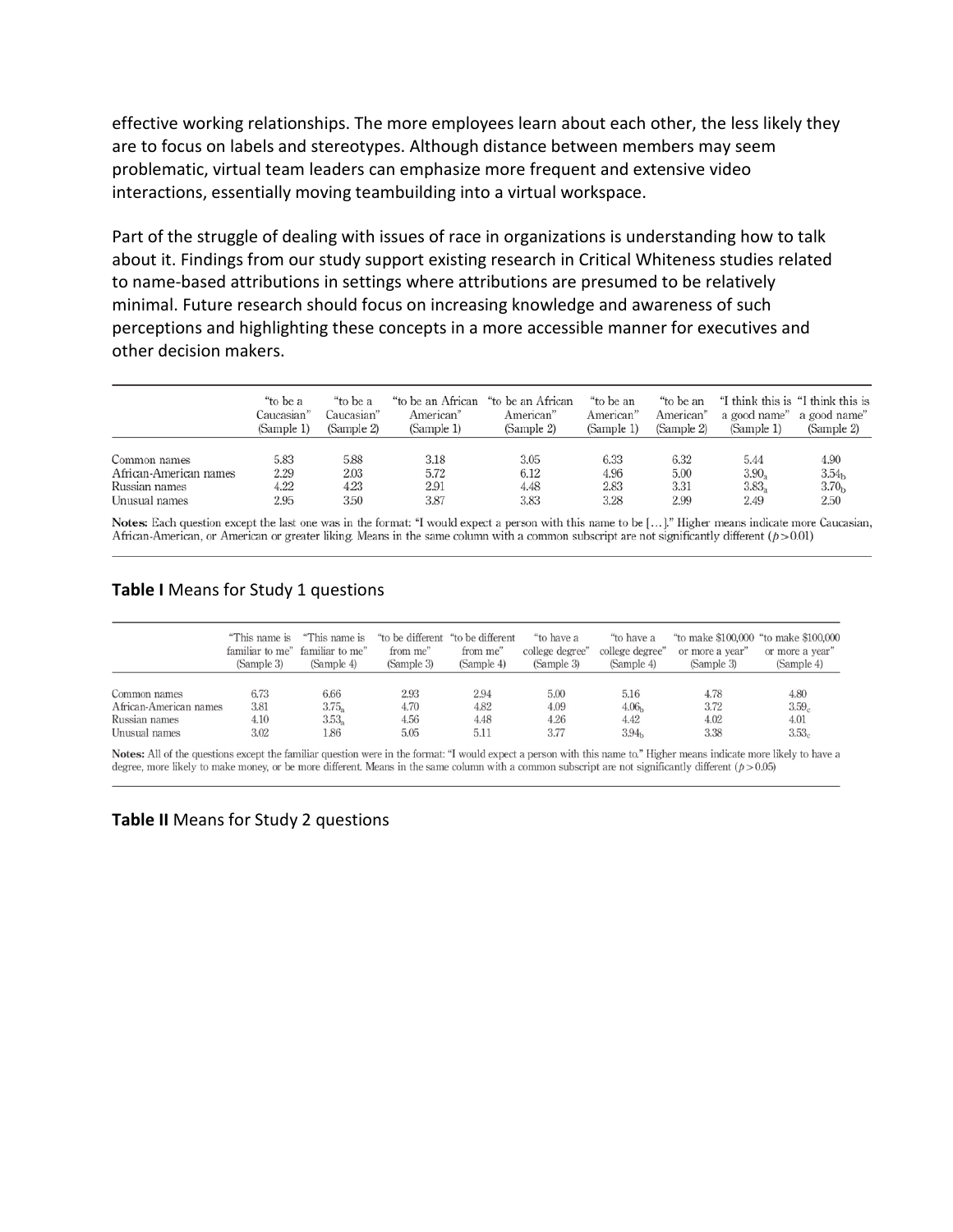effective working relationships. The more employees learn about each other, the less likely they are to focus on labels and stereotypes. Although distance between members may seem problematic, virtual team leaders can emphasize more frequent and extensive video interactions, essentially moving teambuilding into a virtual workspace.

Part of the struggle of dealing with issues of race in organizations is understanding how to talk about it. Findings from our study support existing research in Critical Whiteness studies related to name-based attributions in settings where attributions are presumed to be relatively minimal. Future research should focus on increasing knowledge and awareness of such perceptions and highlighting these concepts in a more accessible manner for executives and other decision makers.

| | "to be a Caucasian" (Sample 1) | "to be a Caucasian" (Sample 2) | "to be an African American" (Sample 1) | "to be an African American" (Sample 2) | "to be an American" (Sample 1) | "to be an American" (Sample 2) | "I think this is a good name" (Sample 1) | "I think this is a good name" (Sample 2) |
|---|---|---|---|---|---|---|---|---|
| Common names | 5.83 | 5.88 | 3.18 | 3.05 | 6.33 | 6.32 | 5.44 | 4.90 |
| African-American names | 2.29 | 2.03 | 5.72 | 6.12 | 4.96 | 5.00 | $3.90_a$ | $3.54_b$ |
| Russian names | 4.22 | 4.23 | 2.91 | 4.48 | 2.83 | 3.31 | $3.83_a$ | $3.70_b$ |
| Unusual names | 2.95 | 3.50 | 3.87 | 3.83 | 3.28 | 2.99 | 2.49 | 2.50 |

**Notes:** Each question except the last one was in the format: "I would expect a person with this name to be [...]." Higher means indicate more Caucasian, African-American, or American or greater liking. Means in the same column with a common subscript are not significantly different ($p > 0.01$)

**Table I** Means for Study 1 questions

| | "This name is familiar to me" (Sample 3) | "This name is familiar to me" (Sample 4) | "to be different from me" (Sample 3) | "to be different from me" (Sample 4) | "to have a college degree" (Sample 3) | "to have a college degree" (Sample 4) | "to make \$100,000 or more a year" (Sample 3) | "to make \$100,000 or more a year" (Sample 4) |
|---|---|---|---|---|---|---|---|---|
| Common names | 6.73 | 6.66 | 2.93 | 2.94 | 5.00 | 5.16 | 4.78 | 4.80 |
| African-American names | 3.81 | $3.75_a$ | 4.70 | 4.82 | 4.09 | $4.06_b$ | 3.72 | $3.59_c$ |
| Russian names | 4.10 | $3.53_a$ | 4.56 | 4.48 | 4.26 | 4.42 | 4.02 | 4.01 |
| Unusual names | 3.02 | 1.86 | 5.05 | 5.11 | 3.77 | $3.94_b$ | 3.38 | $3.53_c$ |

**Notes:** All of the questions except the familiar question were in the format: "I would expect a person with this name to." Higher means indicate more likely to have a degree, more likely to make money, or be more different. Means in the same column with a common subscript are not significantly different ($p > 0.05$)

**Table II** Means for Study 2 questions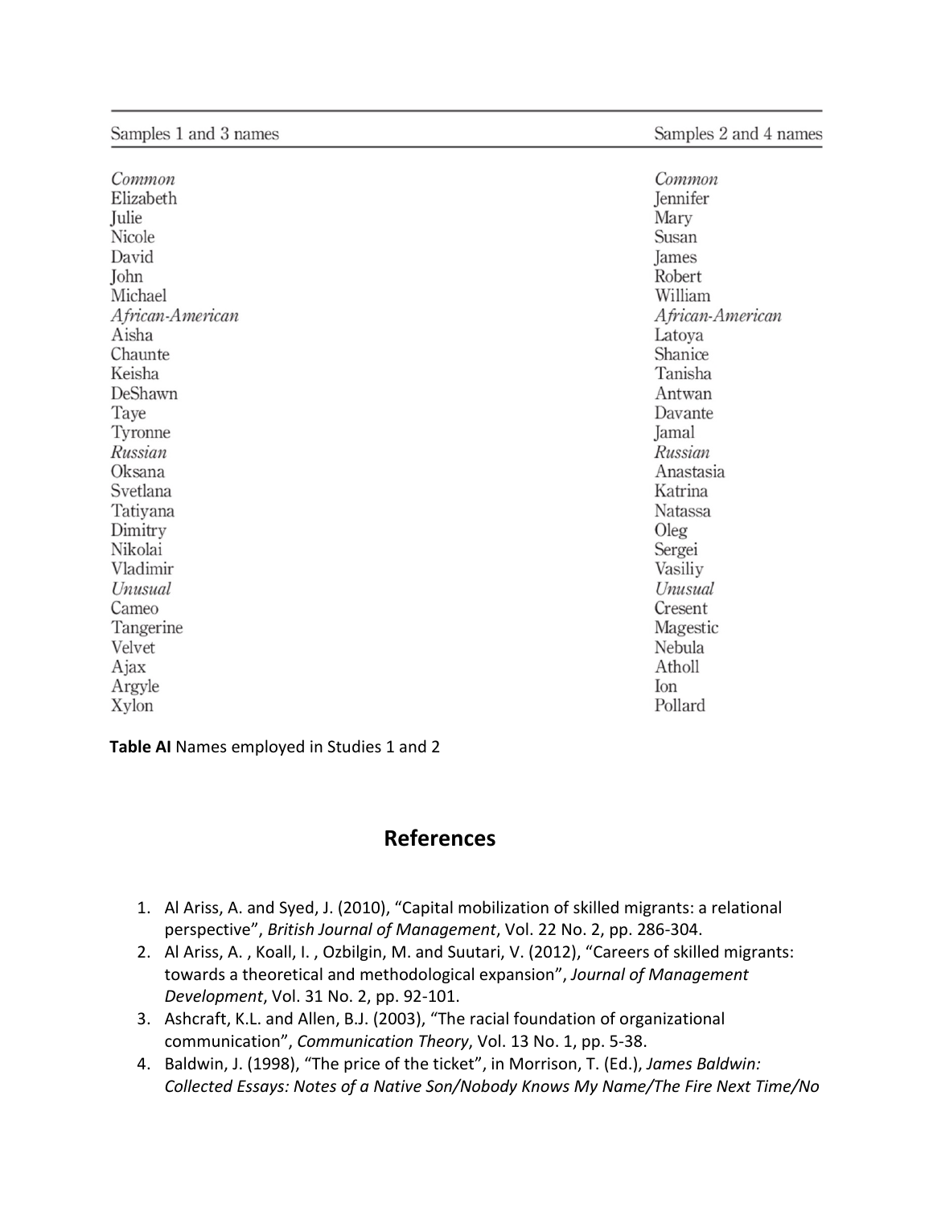| Samples 1 and 3 names | Samples 2 and 4 names |
|---|---|
| *Common* | *Common* |
| Elizabeth | Jennifer |
| Julie | Mary |
| Nicole | Susan |
| David | James |
| John | Robert |
| Michael | William |
| *African-American* | *African-American* |
| Aisha | Latoya |
| Chaunte | Shanice |
| Keisha | Tanisha |
| DeShawn | Antwan |
| Taye | Davante |
| Tyronne | Jamal |
| *Russian* | *Russian* |
| Oksana | Anastasia |
| Svetlana | Katrina |
| Tatiyana | Natassa |
| Dimitry | Oleg |
| Nikolai | Sergei |
| Vladimir | Vasiliy |
| *Unusual* | *Unusual* |
| Cameo | Cresent |
| Tangerine | Magestic |
| Velvet | Nebula |
| Ajax | Atholl |
| Argyle | Ion |
| Xylon | Pollard |

**Table AI** Names employed in Studies 1 and 2

## References

1. Al Ariss, A. and Syed, J. (2010), "Capital mobilization of skilled migrants: a relational perspective", *British Journal of Management*, Vol. 22 No. 2, pp. 286-304.
2. Al Ariss, A. , Koall, I. , Ozbilgin, M. and Suutari, V. (2012), "Careers of skilled migrants: towards a theoretical and methodological expansion", *Journal of Management Development*, Vol. 31 No. 2, pp. 92-101.
3. Ashcraft, K.L. and Allen, B.J. (2003), "The racial foundation of organizational communication", *Communication Theory*, Vol. 13 No. 1, pp. 5-38.
4. Baldwin, J. (1998), "The price of the ticket", in Morrison, T. (Ed.), *James Baldwin: Collected Essays: Notes of a Native Son/Nobody Knows My Name/The Fire Next Time/No*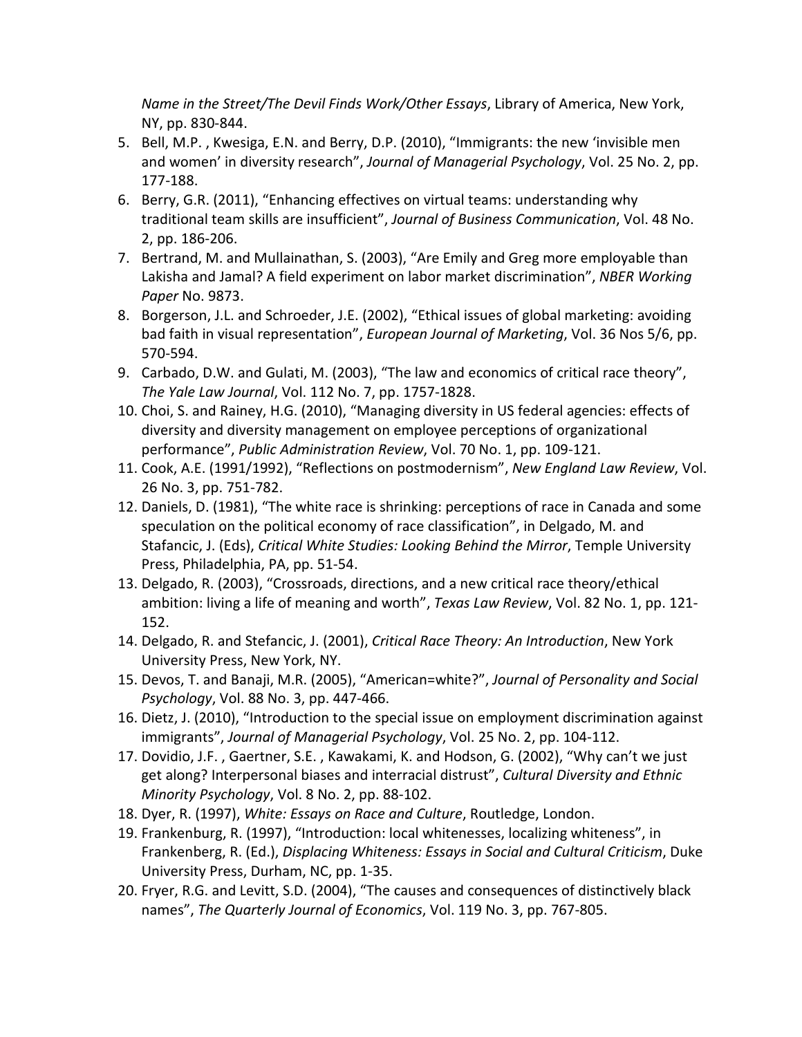*Name in the Street/The Devil Finds Work/Other Essays*, Library of America, New York, NY, pp. 830-844.

5. Bell, M.P. , Kwesiga, E.N. and Berry, D.P. (2010), "Immigrants: the new 'invisible men and women' in diversity research", *Journal of Managerial Psychology*, Vol. 25 No. 2, pp. 177-188.
6. Berry, G.R. (2011), "Enhancing effectives on virtual teams: understanding why traditional team skills are insufficient", *Journal of Business Communication*, Vol. 48 No. 2, pp. 186-206.
7. Bertrand, M. and Mullainathan, S. (2003), "Are Emily and Greg more employable than Lakisha and Jamal? A field experiment on labor market discrimination", *NBER Working Paper* No. 9873.
8. Borgerson, J.L. and Schroeder, J.E. (2002), "Ethical issues of global marketing: avoiding bad faith in visual representation", *European Journal of Marketing*, Vol. 36 Nos 5/6, pp. 570-594.
9. Carbado, D.W. and Gulati, M. (2003), "The law and economics of critical race theory", *The Yale Law Journal*, Vol. 112 No. 7, pp. 1757-1828.
10. Choi, S. and Rainey, H.G. (2010), "Managing diversity in US federal agencies: effects of diversity and diversity management on employee perceptions of organizational performance", *Public Administration Review*, Vol. 70 No. 1, pp. 109-121.
11. Cook, A.E. (1991/1992), "Reflections on postmodernism", *New England Law Review*, Vol. 26 No. 3, pp. 751-782.
12. Daniels, D. (1981), "The white race is shrinking: perceptions of race in Canada and some speculation on the political economy of race classification", in Delgado, M. and Stafancic, J. (Eds), *Critical White Studies: Looking Behind the Mirror*, Temple University Press, Philadelphia, PA, pp. 51-54.
13. Delgado, R. (2003), "Crossroads, directions, and a new critical race theory/ethical ambition: living a life of meaning and worth", *Texas Law Review*, Vol. 82 No. 1, pp. 121-152.
14. Delgado, R. and Stefancic, J. (2001), *Critical Race Theory: An Introduction*, New York University Press, New York, NY.
15. Devos, T. and Banaji, M.R. (2005), "American=white?", *Journal of Personality and Social Psychology*, Vol. 88 No. 3, pp. 447-466.
16. Dietz, J. (2010), "Introduction to the special issue on employment discrimination against immigrants", *Journal of Managerial Psychology*, Vol. 25 No. 2, pp. 104-112.
17. Dovidio, J.F. , Gaertner, S.E. , Kawakami, K. and Hodson, G. (2002), "Why can't we just get along? Interpersonal biases and interracial distrust", *Cultural Diversity and Ethnic Minority Psychology*, Vol. 8 No. 2, pp. 88-102.
18. Dyer, R. (1997), *White: Essays on Race and Culture*, Routledge, London.
19. Frankenburg, R. (1997), "Introduction: local whitenesses, localizing whiteness", in Frankenberg, R. (Ed.), *Displacing Whiteness: Essays in Social and Cultural Criticism*, Duke University Press, Durham, NC, pp. 1-35.
20. Fryer, R.G. and Levitt, S.D. (2004), "The causes and consequences of distinctively black names", *The Quarterly Journal of Economics*, Vol. 119 No. 3, pp. 767-805.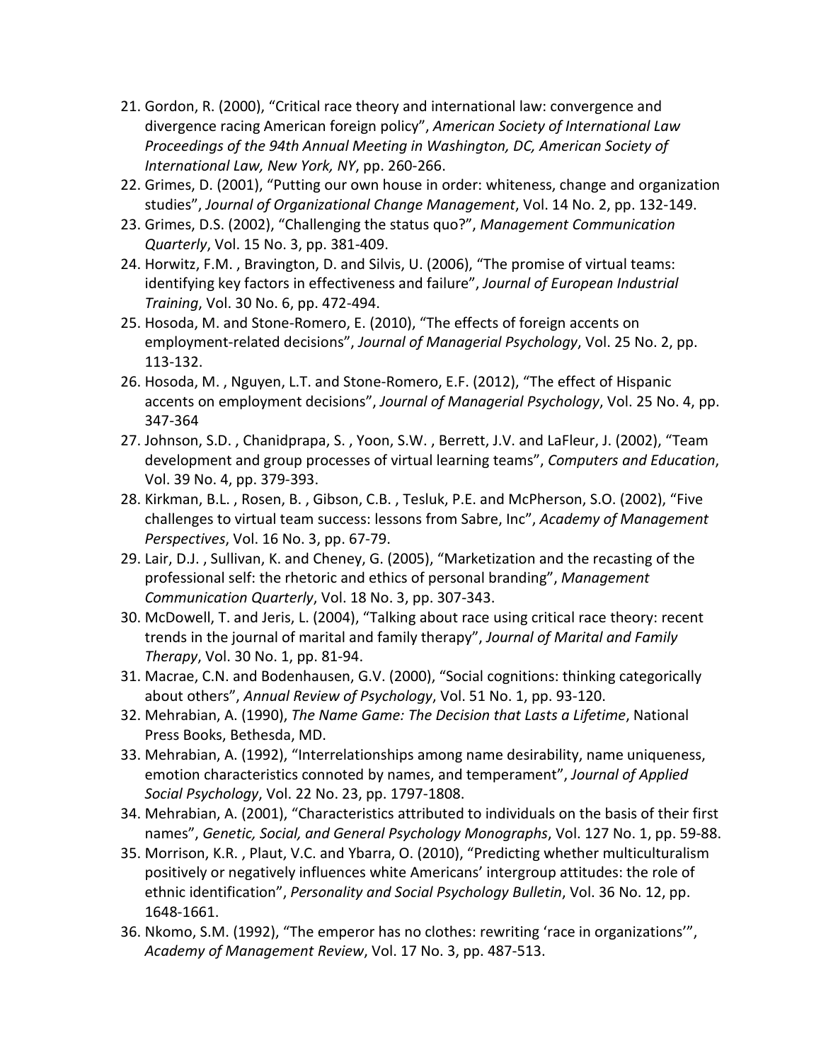21. Gordon, R. (2000), “Critical race theory and international law: convergence and divergence racing American foreign policy”, *American Society of International Law Proceedings of the 94th Annual Meeting in Washington, DC, American Society of International Law, New York, NY*, pp. 260-266.
22. Grimes, D. (2001), “Putting our own house in order: whiteness, change and organization studies”, *Journal of Organizational Change Management*, Vol. 14 No. 2, pp. 132-149.
23. Grimes, D.S. (2002), “Challenging the status quo?”, *Management Communication Quarterly*, Vol. 15 No. 3, pp. 381-409.
24. Horwitz, F.M. , Bravington, D. and Silvis, U. (2006), “The promise of virtual teams: identifying key factors in effectiveness and failure”, *Journal of European Industrial Training*, Vol. 30 No. 6, pp. 472-494.
25. Hosoda, M. and Stone-Romero, E. (2010), “The effects of foreign accents on employment-related decisions”, *Journal of Managerial Psychology*, Vol. 25 No. 2, pp. 113-132.
26. Hosoda, M. , Nguyen, L.T. and Stone-Romero, E.F. (2012), “The effect of Hispanic accents on employment decisions”, *Journal of Managerial Psychology*, Vol. 25 No. 4, pp. 347-364
27. Johnson, S.D. , Chanidprapa, S. , Yoon, S.W. , Berrett, J.V. and LaFleur, J. (2002), “Team development and group processes of virtual learning teams”, *Computers and Education*, Vol. 39 No. 4, pp. 379-393.
28. Kirkman, B.L. , Rosen, B. , Gibson, C.B. , Tesluk, P.E. and McPherson, S.O. (2002), “Five challenges to virtual team success: lessons from Sabre, Inc”, *Academy of Management Perspectives*, Vol. 16 No. 3, pp. 67-79.
29. Lair, D.J. , Sullivan, K. and Cheney, G. (2005), “Marketization and the recasting of the professional self: the rhetoric and ethics of personal branding”, *Management Communication Quarterly*, Vol. 18 No. 3, pp. 307-343.
30. McDowell, T. and Jeris, L. (2004), “Talking about race using critical race theory: recent trends in the journal of marital and family therapy”, *Journal of Marital and Family Therapy*, Vol. 30 No. 1, pp. 81-94.
31. Macrae, C.N. and Bodenhausen, G.V. (2000), “Social cognitions: thinking categorically about others”, *Annual Review of Psychology*, Vol. 51 No. 1, pp. 93-120.
32. Mehrabian, A. (1990), *The Name Game: The Decision that Lasts a Lifetime*, National Press Books, Bethesda, MD.
33. Mehrabian, A. (1992), “Interrelationships among name desirability, name uniqueness, emotion characteristics connoted by names, and temperament”, *Journal of Applied Social Psychology*, Vol. 22 No. 23, pp. 1797-1808.
34. Mehrabian, A. (2001), “Characteristics attributed to individuals on the basis of their first names”, *Genetic, Social, and General Psychology Monographs*, Vol. 127 No. 1, pp. 59-88.
35. Morrison, K.R. , Plaut, V.C. and Ybarra, O. (2010), “Predicting whether multiculturalism positively or negatively influences white Americans’ intergroup attitudes: the role of ethnic identification”, *Personality and Social Psychology Bulletin*, Vol. 36 No. 12, pp. 1648-1661.
36. Nkomo, S.M. (1992), “The emperor has no clothes: rewriting ‘race in organizations’”, *Academy of Management Review*, Vol. 17 No. 3, pp. 487-513.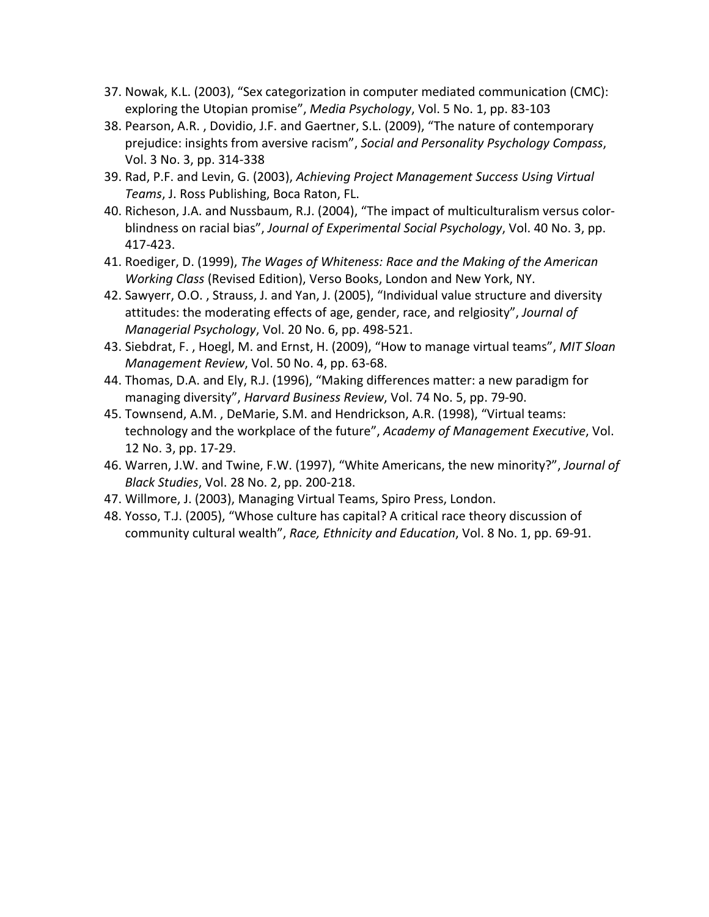37. Nowak, K.L. (2003), "Sex categorization in computer mediated communication (CMC): exploring the Utopian promise", *Media Psychology*, Vol. 5 No. 1, pp. 83-103
38. Pearson, A.R. , Dovidio, J.F. and Gaertner, S.L. (2009), "The nature of contemporary prejudice: insights from aversive racism", *Social and Personality Psychology Compass*, Vol. 3 No. 3, pp. 314-338
39. Rad, P.F. and Levin, G. (2003), *Achieving Project Management Success Using Virtual Teams*, J. Ross Publishing, Boca Raton, FL.
40. Richeson, J.A. and Nussbaum, R.J. (2004), "The impact of multiculturalism versus color-blindness on racial bias", *Journal of Experimental Social Psychology*, Vol. 40 No. 3, pp. 417-423.
41. Roediger, D. (1999), *The Wages of Whiteness: Race and the Making of the American Working Class* (Revised Edition), Verso Books, London and New York, NY.
42. Sawyerr, O.O. , Strauss, J. and Yan, J. (2005), "Individual value structure and diversity attitudes: the moderating effects of age, gender, race, and relgiosity", *Journal of Managerial Psychology*, Vol. 20 No. 6, pp. 498-521.
43. Siebdrat, F. , Hoegl, M. and Ernst, H. (2009), "How to manage virtual teams", *MIT Sloan Management Review*, Vol. 50 No. 4, pp. 63-68.
44. Thomas, D.A. and Ely, R.J. (1996), "Making differences matter: a new paradigm for managing diversity", *Harvard Business Review*, Vol. 74 No. 5, pp. 79-90.
45. Townsend, A.M. , DeMarie, S.M. and Hendrickson, A.R. (1998), "Virtual teams: technology and the workplace of the future", *Academy of Management Executive*, Vol. 12 No. 3, pp. 17-29.
46. Warren, J.W. and Twine, F.W. (1997), "White Americans, the new minority?", *Journal of Black Studies*, Vol. 28 No. 2, pp. 200-218.
47. Willmore, J. (2003), Managing Virtual Teams, Spiro Press, London.
48. Yosso, T.J. (2005), "Whose culture has capital? A critical race theory discussion of community cultural wealth", *Race, Ethnicity and Education*, Vol. 8 No. 1, pp. 69-91.